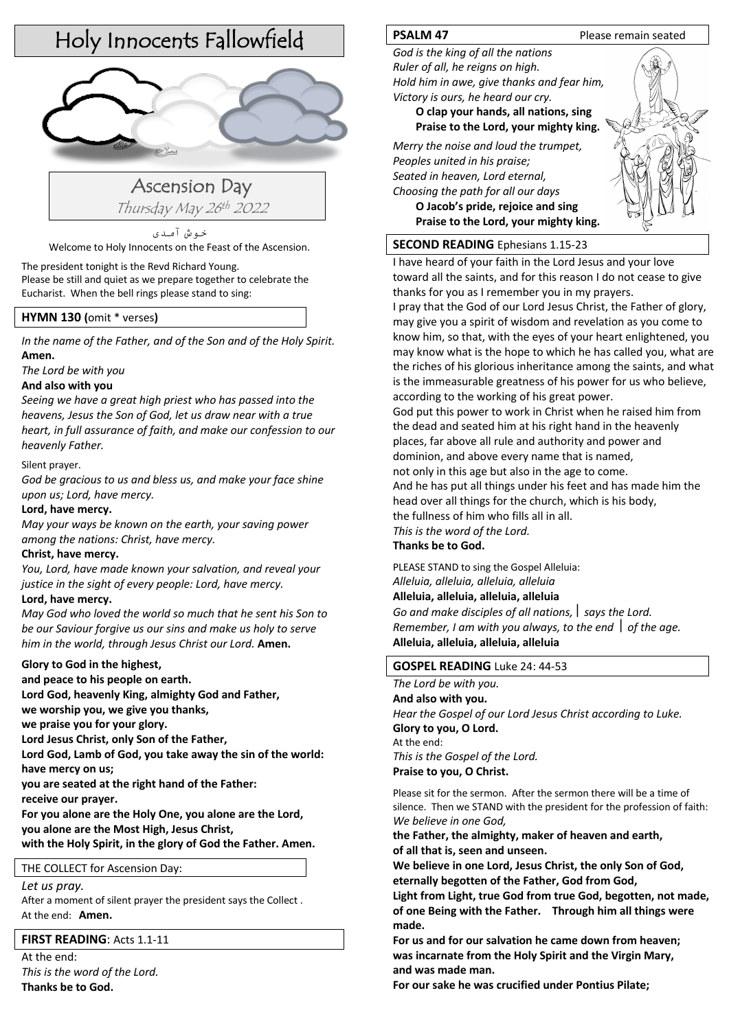# Holy Innocents Fallowfield

## Ascension Day

*Thursday May 26th 2022*

خوش آمدی

Welcome to Holy Innocents on the Feast of the Ascension.

The president tonight is the Revd Richard Young.
Please be still and quiet as we prepare together to celebrate the Eucharist. When the bell rings please stand to sing:

**HYMN 130 (**omit * verses**)**

*In the name of the Father, and of the Son and of the Holy Spirit.*
**Amen.**

*The Lord be with you*
**And also with you**

*Seeing we have a great high priest who has passed into the heavens, Jesus the Son of God, let us draw near with a true heart, in full assurance of faith, and make our confession to our heavenly Father.*

Silent prayer.

*God be gracious to us and bless us, and make your face shine upon us; Lord, have mercy.*
**Lord, have mercy.**

*May your ways be known on the earth, your saving power among the nations: Christ, have mercy.*
**Christ, have mercy.**

*You, Lord, have made known your salvation, and reveal your justice in the sight of every people: Lord, have mercy.*
**Lord, have mercy.**

*May God who loved the world so much that he sent his Son to be our Saviour forgive us our sins and make us holy to serve him in the world, through Jesus Christ our Lord.* **Amen.**

**Glory to God in the highest,**
**and peace to his people on earth.**
**Lord God, heavenly King, almighty God and Father,**
**we worship you, we give you thanks,**
**we praise you for your glory.**
**Lord Jesus Christ, only Son of the Father,**
**Lord God, Lamb of God, you take away the sin of the world:**
**have mercy on us;**
**you are seated at the right hand of the Father:**
**receive our prayer.**
**For you alone are the Holy One, you alone are the Lord,**
**you alone are the Most High, Jesus Christ,**
**with the Holy Spirit, in the glory of God the Father. Amen.**

THE COLLECT for Ascension Day:

*Let us pray.*
After a moment of silent prayer the president says the Collect .
At the end: **Amen.**

**FIRST READING**: Acts 1.1-11

At the end:
*This is the word of the Lord.*
**Thanks be to God.**

**PSALM 47** Please remain seated

*God is the king of all the nations*
*Ruler of all, he reigns on high.*
*Hold him in awe, give thanks and fear him,*
*Victory is ours, he heard our cry.*
**O clap your hands, all nations, sing**
**Praise to the Lord, your mighty king.**

*Merry the noise and loud the trumpet,*
*Peoples united in his praise;*
*Seated in heaven, Lord eternal,*
*Choosing the path for all our days*
**O Jacob's pride, rejoice and sing**
**Praise to the Lord, your mighty king.**

**SECOND READING** Ephesians 1.15-23

I have heard of your faith in the Lord Jesus and your love toward all the saints, and for this reason I do not cease to give thanks for you as I remember you in my prayers.
I pray that the God of our Lord Jesus Christ, the Father of glory, may give you a spirit of wisdom and revelation as you come to know him, so that, with the eyes of your heart enlightened, you may know what is the hope to which he has called you, what are the riches of his glorious inheritance among the saints, and what is the immeasurable greatness of his power for us who believe, according to the working of his great power.
God put this power to work in Christ when he raised him from the dead and seated him at his right hand in the heavenly places, far above all rule and authority and power and dominion, and above every name that is named,
not only in this age but also in the age to come.
And he has put all things under his feet and has made him the head over all things for the church, which is his body,
the fullness of him who fills all in all.
*This is the word of the Lord.*
**Thanks be to God.**

PLEASE STAND to sing the Gospel Alleluia:
*Alleluia, alleluia, alleluia, alleluia*
**Alleluia, alleluia, alleluia, alleluia**
*Go and make disciples of all nations,* | *says the Lord.*
*Remember, I am with you always, to the end* | *of the age.*
**Alleluia, alleluia, alleluia, alleluia**

**GOSPEL READING** Luke 24: 44-53

*The Lord be with you.*
**And also with you.**
*Hear the Gospel of our Lord Jesus Christ according to Luke.*
**Glory to you, O Lord.**
At the end:
*This is the Gospel of the Lord.*
**Praise to you, O Christ.**

Please sit for the sermon. After the sermon there will be a time of silence. Then we STAND with the president for the profession of faith:
*We believe in one God,*
**the Father, the almighty, maker of heaven and earth,**
**of all that is, seen and unseen.**
**We believe in one Lord, Jesus Christ, the only Son of God,**
**eternally begotten of the Father, God from God,**
**Light from Light, true God from true God, begotten, not made,**
**of one Being with the Father. Through him all things were made.**
**For us and for our salvation he came down from heaven;**
**was incarnate from the Holy Spirit and the Virgin Mary,**
**and was made man.**
**For our sake he was crucified under Pontius Pilate;**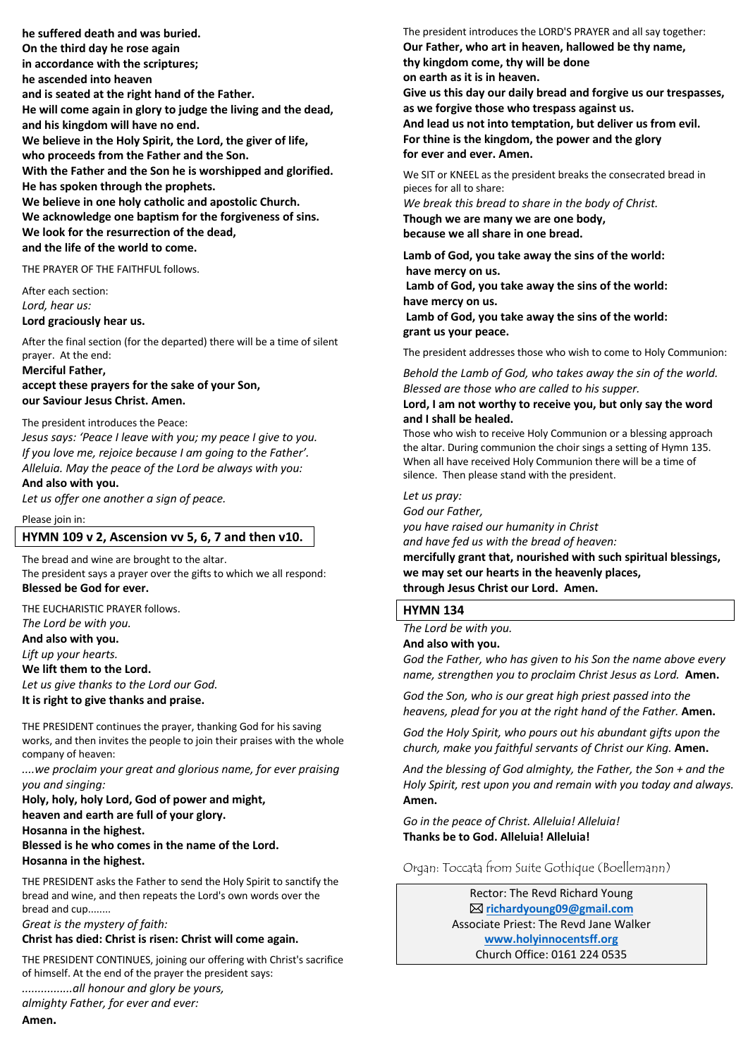**he suffered death and was buried.**
**On the third day he rose again**
**in accordance with the scriptures;**
**he ascended into heaven**
**and is seated at the right hand of the Father.**
**He will come again in glory to judge the living and the dead,**
**and his kingdom will have no end.**
**We believe in the Holy Spirit, the Lord, the giver of life,**
**who proceeds from the Father and the Son.**
**With the Father and the Son he is worshipped and glorified.**
**He has spoken through the prophets.**
**We believe in one holy catholic and apostolic Church.**
**We acknowledge one baptism for the forgiveness of sins.**
**We look for the resurrection of the dead,**
**and the life of the world to come.**

THE PRAYER OF THE FAITHFUL follows.

After each section:
*Lord, hear us:*
**Lord graciously hear us.**

After the final section (for the departed) there will be a time of silent prayer. At the end:
**Merciful Father,**
**accept these prayers for the sake of your Son,**
**our Saviour Jesus Christ. Amen.**

The president introduces the Peace:
*Jesus says: 'Peace I leave with you; my peace I give to you.*
*If you love me, rejoice because I am going to the Father'.*
*Alleluia. May the peace of the Lord be always with you:*
**And also with you.**
*Let us offer one another a sign of peace.*

Please join in:

**HYMN 109 v 2, Ascension vv 5, 6, 7 and then v10.**

The bread and wine are brought to the altar.
The president says a prayer over the gifts to which we all respond:
**Blessed be God for ever.**

THE EUCHARISTIC PRAYER follows.
*The Lord be with you.*
**And also with you.**
*Lift up your hearts.*
**We lift them to the Lord.**
*Let us give thanks to the Lord our God.*
**It is right to give thanks and praise.**

THE PRESIDENT continues the prayer, thanking God for his saving works, and then invites the people to join their praises with the whole company of heaven:
*....we proclaim your great and glorious name, for ever praising you and singing:*
**Holy, holy, holy Lord, God of power and might,**
**heaven and earth are full of your glory.**
**Hosanna in the highest.**
**Blessed is he who comes in the name of the Lord.**
**Hosanna in the highest.**

THE PRESIDENT asks the Father to send the Holy Spirit to sanctify the bread and wine, and then repeats the Lord's own words over the bread and cup........
*Great is the mystery of faith:*
**Christ has died: Christ is risen: Christ will come again.**

THE PRESIDENT CONTINUES, joining our offering with Christ's sacrifice of himself. At the end of the prayer the president says:
*................all honour and glory be yours,*
*almighty Father, for ever and ever:*
**Amen.**

The president introduces the LORD'S PRAYER and all say together:
**Our Father, who art in heaven, hallowed be thy name,**
**thy kingdom come, thy will be done**
**on earth as it is in heaven.**
**Give us this day our daily bread and forgive us our trespasses,**
**as we forgive those who trespass against us.**
**And lead us not into temptation, but deliver us from evil.**
**For thine is the kingdom, the power and the glory**
**for ever and ever. Amen.**

We SIT or KNEEL as the president breaks the consecrated bread in pieces for all to share:
*We break this bread to share in the body of Christ.*
**Though we are many we are one body,**
**because we all share in one bread.**

**Lamb of God, you take away the sins of the world:**
**have mercy on us.**
**Lamb of God, you take away the sins of the world:**
**have mercy on us.**
**Lamb of God, you take away the sins of the world:**
**grant us your peace.**

The president addresses those who wish to come to Holy Communion:

*Behold the Lamb of God, who takes away the sin of the world.*
*Blessed are those who are called to his supper.*
**Lord, I am not worthy to receive you, but only say the word and I shall be healed.**
Those who wish to receive Holy Communion or a blessing approach the altar. During communion the choir sings a setting of Hymn 135. When all have received Holy Communion there will be a time of silence. Then please stand with the president.

*Let us pray:*
*God our Father,*
*you have raised our humanity in Christ*
*and have fed us with the bread of heaven:*
**mercifully grant that, nourished with such spiritual blessings,**
**we may set our hearts in the heavenly places,**
**through Jesus Christ our Lord. Amen.**

**HYMN 134**

*The Lord be with you.*
**And also with you.**
*God the Father, who has given to his Son the name above every name, strengthen you to proclaim Christ Jesus as Lord.* **Amen.**

*God the Son, who is our great high priest passed into the heavens, plead for you at the right hand of the Father.* **Amen.**

*God the Holy Spirit, who pours out his abundant gifts upon the church, make you faithful servants of Christ our King.* **Amen.**

*And the blessing of God almighty, the Father, the Son + and the Holy Spirit, rest upon you and remain with you today and always.* **Amen.**

*Go in the peace of Christ. Alleluia! Alleluia!*
**Thanks be to God. Alleluia! Alleluia!**

Organ: Toccata from Suite Gothique (Boellemann)

Rector: The Revd Richard Young
✉ richardyoung09@gmail.com
Associate Priest: The Revd Jane Walker
www.holyinnocentsff.org
Church Office: 0161 224 0535